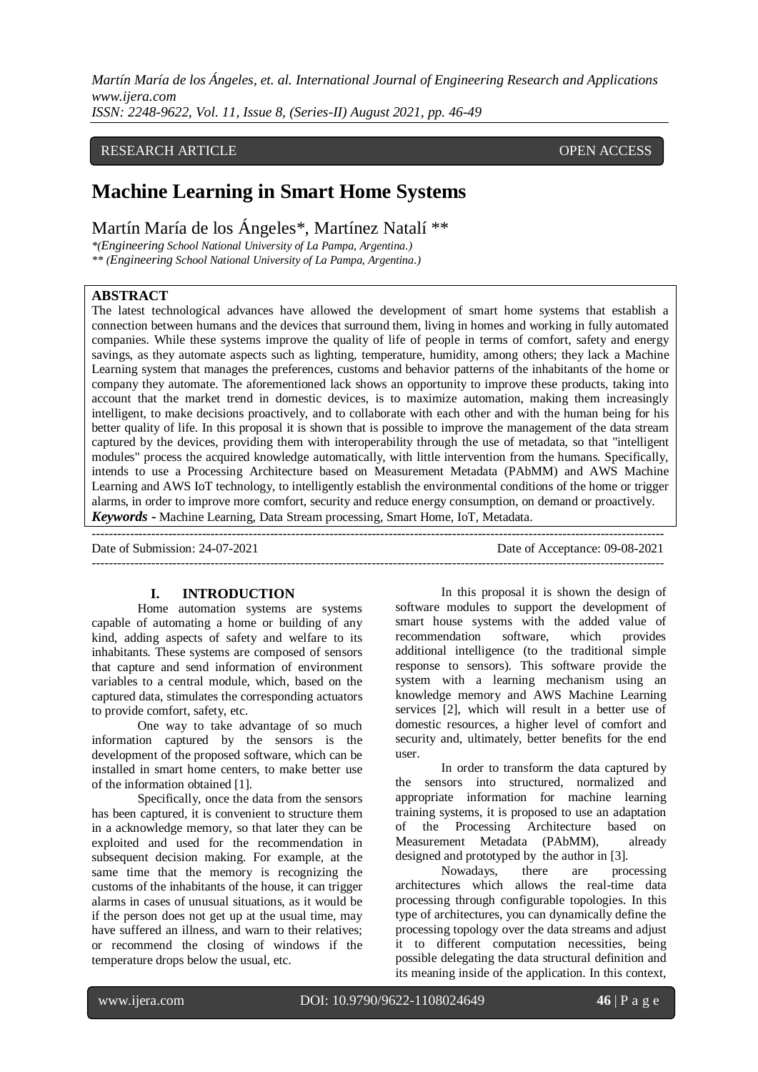RESEARCH ARTICLE OPEN ACCESS

# Machine Learning in Smart Home Systems

Martín María de los Ángeles*, Martínez Natalí **

*(Engineering School National University of La Pampa, Argentina.)
** (Engineering School National University of La Pampa, Argentina.)

## ABSTRACT

The latest technological advances have allowed the development of smart home systems that establish a connection between humans and the devices that surround them, living in homes and working in fully automated companies. While these systems improve the quality of life of people in terms of comfort, safety and energy savings, as they automate aspects such as lighting, temperature, humidity, among others; they lack a Machine Learning system that manages the preferences, customs and behavior patterns of the inhabitants of the home or company they automate. The aforementioned lack shows an opportunity to improve these products, taking into account that the market trend in domestic devices, is to maximize automation, making them increasingly intelligent, to make decisions proactively, and to collaborate with each other and with the human being for his better quality of life. In this proposal it is shown that is possible to improve the management of the data stream captured by the devices, providing them with interoperability through the use of metadata, so that "intelligent modules" process the acquired knowledge automatically, with little intervention from the humans. Specifically, intends to use a Processing Architecture based on Measurement Metadata (PAbMM) and AWS Machine Learning and AWS IoT technology, to intelligently establish the environmental conditions of the home or trigger alarms, in order to improve more comfort, security and reduce energy consumption, on demand or proactively.

***Keywords* -** Machine Learning, Data Stream processing, Smart Home, IoT, Metadata.

Date of Submission: 24-07-2021 Date of Acceptance: 09-08-2021

## I. INTRODUCTION

Home automation systems are systems capable of automating a home or building of any kind, adding aspects of safety and welfare to its inhabitants. These systems are composed of sensors that capture and send information of environment variables to a central module, which, based on the captured data, stimulates the corresponding actuators to provide comfort, safety, etc.

One way to take advantage of so much information captured by the sensors is the development of the proposed software, which can be installed in smart home centers, to make better use of the information obtained [1].

Specifically, once the data from the sensors has been captured, it is convenient to structure them in a acknowledge memory, so that later they can be exploited and used for the recommendation in subsequent decision making. For example, at the same time that the memory is recognizing the customs of the inhabitants of the house, it can trigger alarms in cases of unusual situations, as it would be if the person does not get up at the usual time, may have suffered an illness, and warn to their relatives; or recommend the closing of windows if the temperature drops below the usual, etc.

In this proposal it is shown the design of software modules to support the development of smart house systems with the added value of recommendation software, which provides additional intelligence (to the traditional simple response to sensors). This software provide the system with a learning mechanism using an knowledge memory and AWS Machine Learning services [2], which will result in a better use of domestic resources, a higher level of comfort and security and, ultimately, better benefits for the end user.

In order to transform the data captured by the sensors into structured, normalized and appropriate information for machine learning training systems, it is proposed to use an adaptation of the Processing Architecture based on Measurement Metadata (PAbMM), already designed and prototyped by the author in [3].

Nowadays, there are processing architectures which allows the real-time data processing through configurable topologies. In this type of architectures, you can dynamically define the processing topology over the data streams and adjust it to different computation necessities, being possible delegating the data structural definition and its meaning inside of the application. In this context,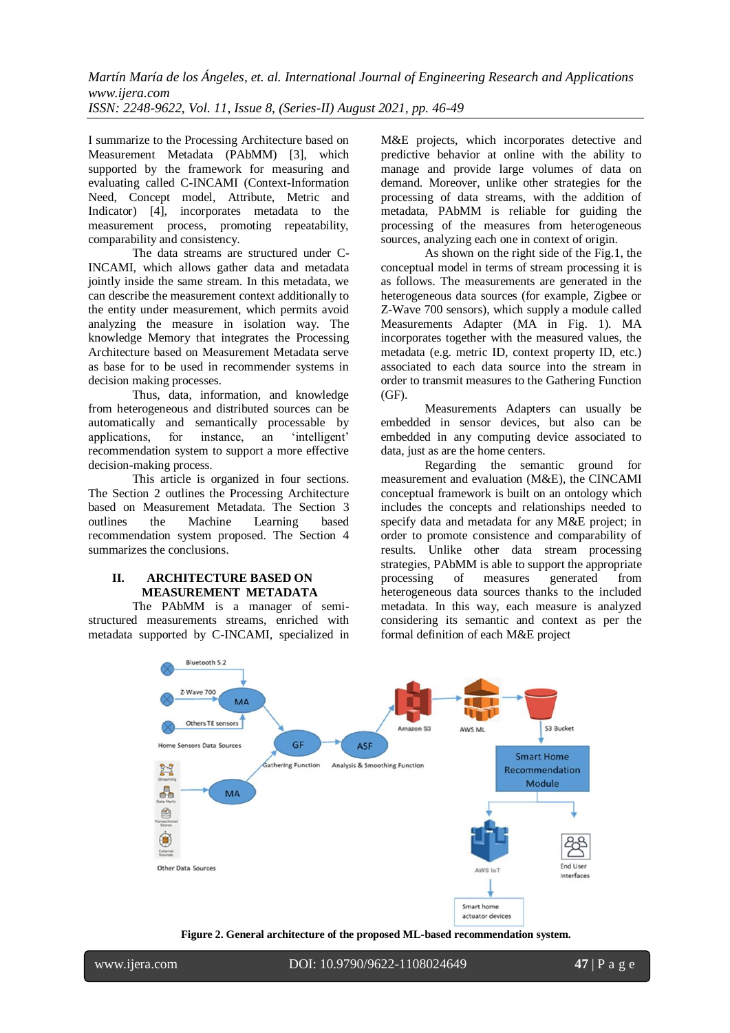I summarize to the Processing Architecture based on Measurement Metadata (PAbMM) [3], which supported by the framework for measuring and evaluating called C-INCAMI (Context-Information Need, Concept model, Attribute, Metric and Indicator) [4], incorporates metadata to the measurement process, promoting repeatability, comparability and consistency.

The data streams are structured under C-INCAMI, which allows gather data and metadata jointly inside the same stream. In this metadata, we can describe the measurement context additionally to the entity under measurement, which permits avoid analyzing the measure in isolation way. The knowledge Memory that integrates the Processing Architecture based on Measurement Metadata serve as base for to be used in recommender systems in decision making processes.

Thus, data, information, and knowledge from heterogeneous and distributed sources can be automatically and semantically processable by applications, for instance, an 'intelligent' recommendation system to support a more effective decision-making process.

This article is organized in four sections. The Section 2 outlines the Processing Architecture based on Measurement Metadata. The Section 3 outlines the Machine Learning based recommendation system proposed. The Section 4 summarizes the conclusions.

## II. ARCHITECTURE BASED ON MEASUREMENT METADATA

The PAbMM is a manager of semi-structured measurements streams, enriched with metadata supported by C-INCAMI, specialized in M&E projects, which incorporates detective and predictive behavior at online with the ability to manage and provide large volumes of data on demand. Moreover, unlike other strategies for the processing of data streams, with the addition of metadata, PAbMM is reliable for guiding the processing of the measures from heterogeneous sources, analyzing each one in context of origin.

As shown on the right side of the Fig.1, the conceptual model in terms of stream processing it is as follows. The measurements are generated in the heterogeneous data sources (for example, Zigbee or Z-Wave 700 sensors), which supply a module called Measurements Adapter (MA in Fig. 1). MA incorporates together with the measured values, the metadata (e.g. metric ID, context property ID, etc.) associated to each data source into the stream in order to transmit measures to the Gathering Function (GF).

Measurements Adapters can usually be embedded in sensor devices, but also can be embedded in any computing device associated to data, just as are the home centers.

Regarding the semantic ground for measurement and evaluation (M&E), the CINCAMI conceptual framework is built on an ontology which includes the concepts and relationships needed to specify data and metadata for any M&E project; in order to promote consistence and comparability of results. Unlike other data stream processing strategies, PAbMM is able to support the appropriate processing of measures generated from heterogeneous data sources thanks to the included metadata. In this way, each measure is analyzed considering its semantic and context as per the formal definition of each M&E project

**Figure 2. General architecture of the proposed ML-based recommendation system.**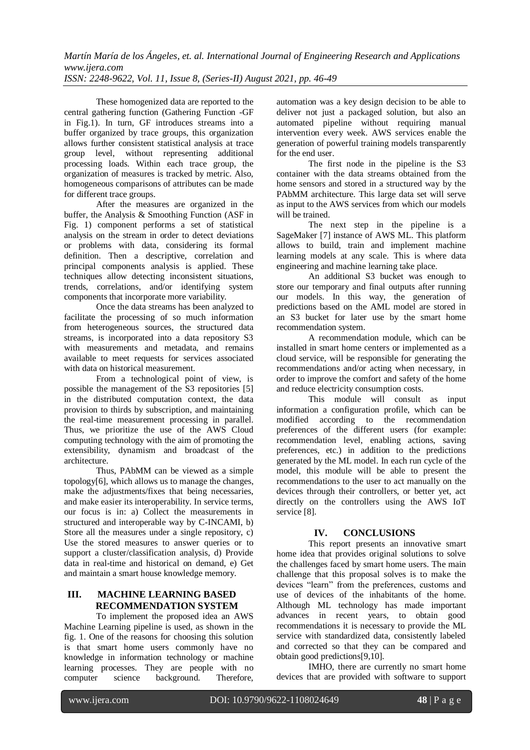These homogenized data are reported to the central gathering function (Gathering Function -GF in Fig.1). In turn, GF introduces streams into a buffer organized by trace groups, this organization allows further consistent statistical analysis at trace group level, without representing additional processing loads. Within each trace group, the organization of measures is tracked by metric. Also, homogeneous comparisons of attributes can be made for different trace groups.

After the measures are organized in the buffer, the Analysis & Smoothing Function (ASF in Fig. 1) component performs a set of statistical analysis on the stream in order to detect deviations or problems with data, considering its formal definition. Then a descriptive, correlation and principal components analysis is applied. These techniques allow detecting inconsistent situations, trends, correlations, and/or identifying system components that incorporate more variability.

Once the data streams has been analyzed to facilitate the processing of so much information from heterogeneous sources, the structured data streams, is incorporated into a data repository S3 with measurements and metadata, and remains available to meet requests for services associated with data on historical measurement.

From a technological point of view, is possible the management of the S3 repositories [5] in the distributed computation context, the data provision to thirds by subscription, and maintaining the real-time measurement processing in parallel. Thus, we prioritize the use of the AWS Cloud computing technology with the aim of promoting the extensibility, dynamism and broadcast of the architecture.

Thus, PAbMM can be viewed as a simple topology[6], which allows us to manage the changes, make the adjustments/fixes that being necessaries, and make easier its interoperability. In service terms, our focus is in: a) Collect the measurements in structured and interoperable way by C-INCAMI, b) Store all the measures under a single repository, c) Use the stored measures to answer queries or to support a cluster/classification analysis, d) Provide data in real-time and historical on demand, e) Get and maintain a smart house knowledge memory.

## III. MACHINE LEARNING BASED RECOMMENDATION SYSTEM

To implement the proposed idea an AWS Machine Learning pipeline is used, as shown in the fig. 1. One of the reasons for choosing this solution is that smart home users commonly have no knowledge in information technology or machine learning processes. They are people with no computer science background. Therefore, automation was a key design decision to be able to deliver not just a packaged solution, but also an automated pipeline without requiring manual intervention every week. AWS services enable the generation of powerful training models transparently for the end user.

The first node in the pipeline is the S3 container with the data streams obtained from the home sensors and stored in a structured way by the PAbMM architecture. This large data set will serve as input to the AWS services from which our models will be trained.

The next step in the pipeline is a SageMaker [7] instance of AWS ML. This platform allows to build, train and implement machine learning models at any scale. This is where data engineering and machine learning take place.

An additional S3 bucket was enough to store our temporary and final outputs after running our models. In this way, the generation of predictions based on the AML model are stored in an S3 bucket for later use by the smart home recommendation system.

A recommendation module, which can be installed in smart home centers or implemented as a cloud service, will be responsible for generating the recommendations and/or acting when necessary, in order to improve the comfort and safety of the home and reduce electricity consumption costs.

This module will consult as input information a configuration profile, which can be modified according to the recommendation preferences of the different users (for example: recommendation level, enabling actions, saving preferences, etc.) in addition to the predictions generated by the ML model. In each run cycle of the model, this module will be able to present the recommendations to the user to act manually on the devices through their controllers, or better yet, act directly on the controllers using the AWS IoT service [8].

## IV. CONCLUSIONS

This report presents an innovative smart home idea that provides original solutions to solve the challenges faced by smart home users. The main challenge that this proposal solves is to make the devices "learn" from the preferences, customs and use of devices of the inhabitants of the home. Although ML technology has made important advances in recent years, to obtain good recommendations it is necessary to provide the ML service with standardized data, consistently labeled and corrected so that they can be compared and obtain good predictions[9,10].

IMHO, there are currently no smart home devices that are provided with software to support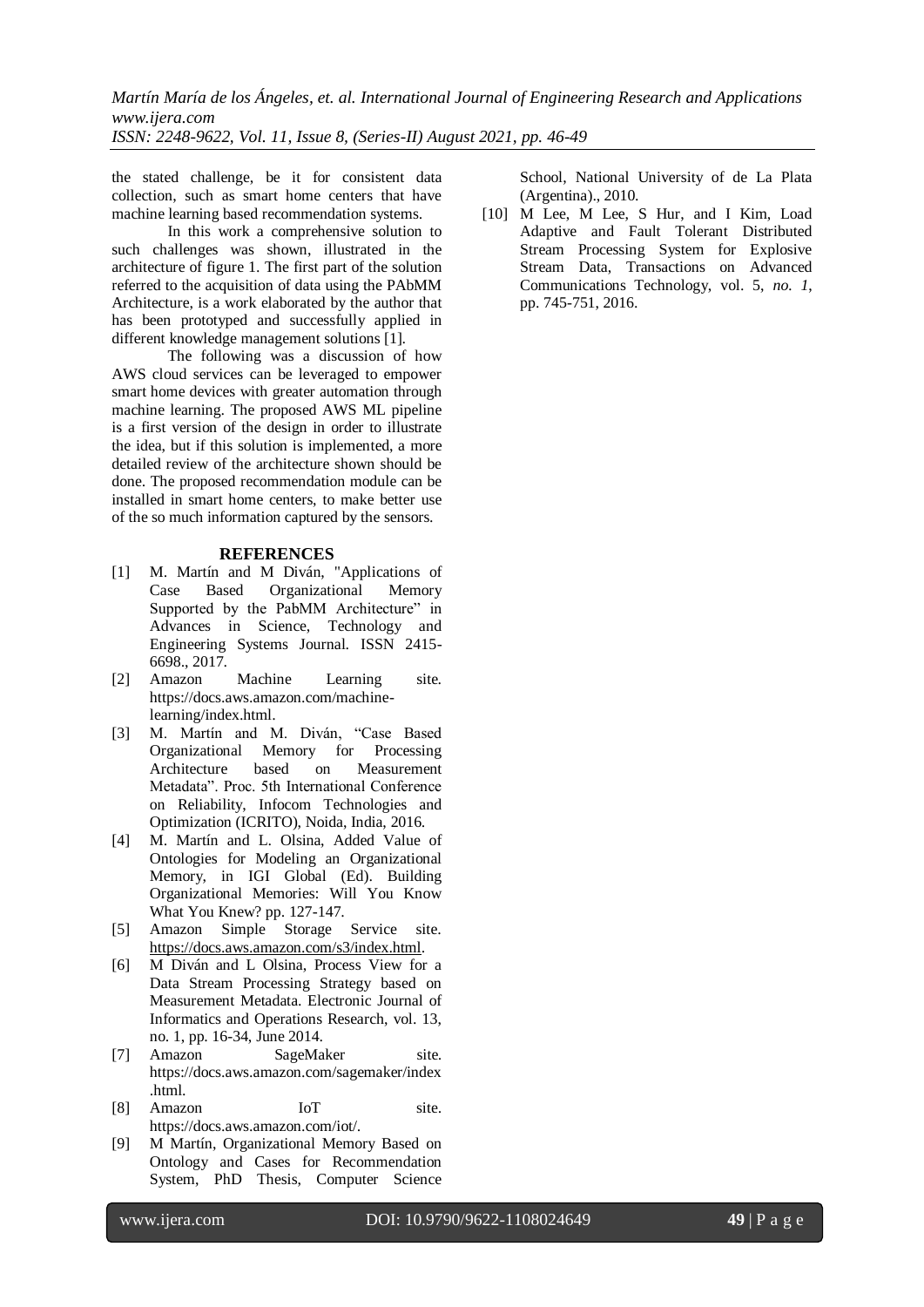the stated challenge, be it for consistent data collection, such as smart home centers that have machine learning based recommendation systems.

In this work a comprehensive solution to such challenges was shown, illustrated in the architecture of figure 1. The first part of the solution referred to the acquisition of data using the PAbMM Architecture, is a work elaborated by the author that has been prototyped and successfully applied in different knowledge management solutions [1].

The following was a discussion of how AWS cloud services can be leveraged to empower smart home devices with greater automation through machine learning. The proposed AWS ML pipeline is a first version of the design in order to illustrate the idea, but if this solution is implemented, a more detailed review of the architecture shown should be done. The proposed recommendation module can be installed in smart home centers, to make better use of the so much information captured by the sensors.

## REFERENCES

[1] M. Martín and M Diván, "Applications of Case Based Organizational Memory Supported by the PabMM Architecture" in Advances in Science, Technology and Engineering Systems Journal. ISSN 2415-6698., 2017.

[2] Amazon Machine Learning site. https://docs.aws.amazon.com/machine-learning/index.html.

[3] M. Martín and M. Diván, "Case Based Organizational Memory for Processing Architecture based on Measurement Metadata". Proc. 5th International Conference on Reliability, Infocom Technologies and Optimization (ICRITO), Noida, India, 2016.

[4] M. Martín and L. Olsina, Added Value of Ontologies for Modeling an Organizational Memory, in IGI Global (Ed). Building Organizational Memories: Will You Know What You Knew? pp. 127-147.

[5] Amazon Simple Storage Service site. https://docs.aws.amazon.com/s3/index.html.

[6] M Diván and L Olsina, Process View for a Data Stream Processing Strategy based on Measurement Metadata. Electronic Journal of Informatics and Operations Research, vol. 13, no. 1, pp. 16-34, June 2014.

[7] Amazon SageMaker site. https://docs.aws.amazon.com/sagemaker/index.html.

[8] Amazon IoT site. https://docs.aws.amazon.com/iot/.

[9] M Martín, Organizational Memory Based on Ontology and Cases for Recommendation System, PhD Thesis, Computer Science School, National University of de La Plata (Argentina)., 2010.

[10] M Lee, M Lee, S Hur, and I Kim, Load Adaptive and Fault Tolerant Distributed Stream Processing System for Explosive Stream Data, Transactions on Advanced Communications Technology, vol. 5, *no. 1*, pp. 745-751, 2016.